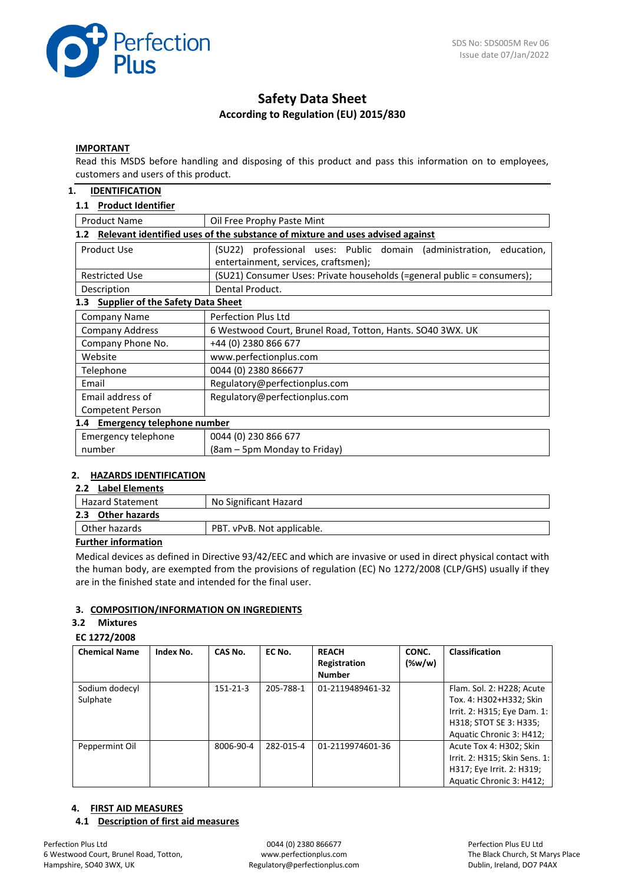SDS No: SDS005M Rev 06
Issue date 07/Jan/2022

# Safety Data Sheet

**According to Regulation (EU) 2015/830**

**IMPORTANT**

Read this MSDS before handling and disposing of this product and pass this information on to employees, customers and users of this product.

## 1. IDENTIFICATION

### 1.1 Product Identifier

| | |
|---|---|
| Product Name | Oil Free Prophy Paste Mint |

### 1.2 Relevant identified uses of the substance of mixture and uses advised against

| | |
|---|---|
| Product Use | (SU22) professional uses: Public domain (administration, education, entertainment, services, craftsmen); |
| Restricted Use | (SU21) Consumer Uses: Private households (=general public = consumers); |
| Description | Dental Product. |

### 1.3 Supplier of the Safety Data Sheet

| | |
|---|---|
| Company Name | Perfection Plus Ltd |
| Company Address | 6 Westwood Court, Brunel Road, Totton, Hants. SO40 3WX. UK |
| Company Phone No. | +44 (0) 2380 866 677 |
| Website | www.perfectionplus.com |
| Telephone | 0044 (0) 2380 866677 |
| Email | Regulatory@perfectionplus.com |
| Email address of Competent Person | Regulatory@perfectionplus.com |

### 1.4 Emergency telephone number

| | |
|---|---|
| Emergency telephone number | 0044 (0) 230 866 677 (8am – 5pm Monday to Friday) |

## 2. HAZARDS IDENTIFICATION

### 2.2 Label Elements

| | |
|---|---|
| Hazard Statement | No Significant Hazard |

### 2.3 Other hazards

| | |
|---|---|
| Other hazards | PBT. vPvB. Not applicable. |

**Further information**

Medical devices as defined in Directive 93/42/EEC and which are invasive or used in direct physical contact with the human body, are exempted from the provisions of regulation (EC) No 1272/2008 (CLP/GHS) usually if they are in the finished state and intended for the final user.

## 3. COMPOSITION/INFORMATION ON INGREDIENTS

### 3.2 Mixtures

**EC 1272/2008**

| Chemical Name | Index No. | CAS No. | EC No. | REACH Registration Number | CONC. (%w/w) | Classification |
|---|---|---|---|---|---|---|
| Sodium dodecyl Sulphate | | 151-21-3 | 205-788-1 | 01-2119489461-32 | | Flam. Sol. 2: H228; Acute Tox. 4: H302+H332; Skin Irrit. 2: H315; Eye Dam. 1: H318; STOT SE 3: H335; Aquatic Chronic 3: H412; |
| Peppermint Oil | | 8006-90-4 | 282-015-4 | 01-2119974601-36 | | Acute Tox 4: H302; Skin Irrit. 2: H315; Skin Sens. 1: H317; Eye Irrit. 2: H319; Aquatic Chronic 3: H412; |

## 4. FIRST AID MEASURES

### 4.1 Description of first aid measures

Perfection Plus Ltd
6 Westwood Court, Brunel Road, Totton,
Hampshire, SO40 3WX, UK

0044 (0) 2380 866677
www.perfectionplus.com
Regulatory@perfectionplus.com

Perfection Plus EU Ltd
The Black Church, St Marys Place
Dublin, Ireland, DO7 P4AX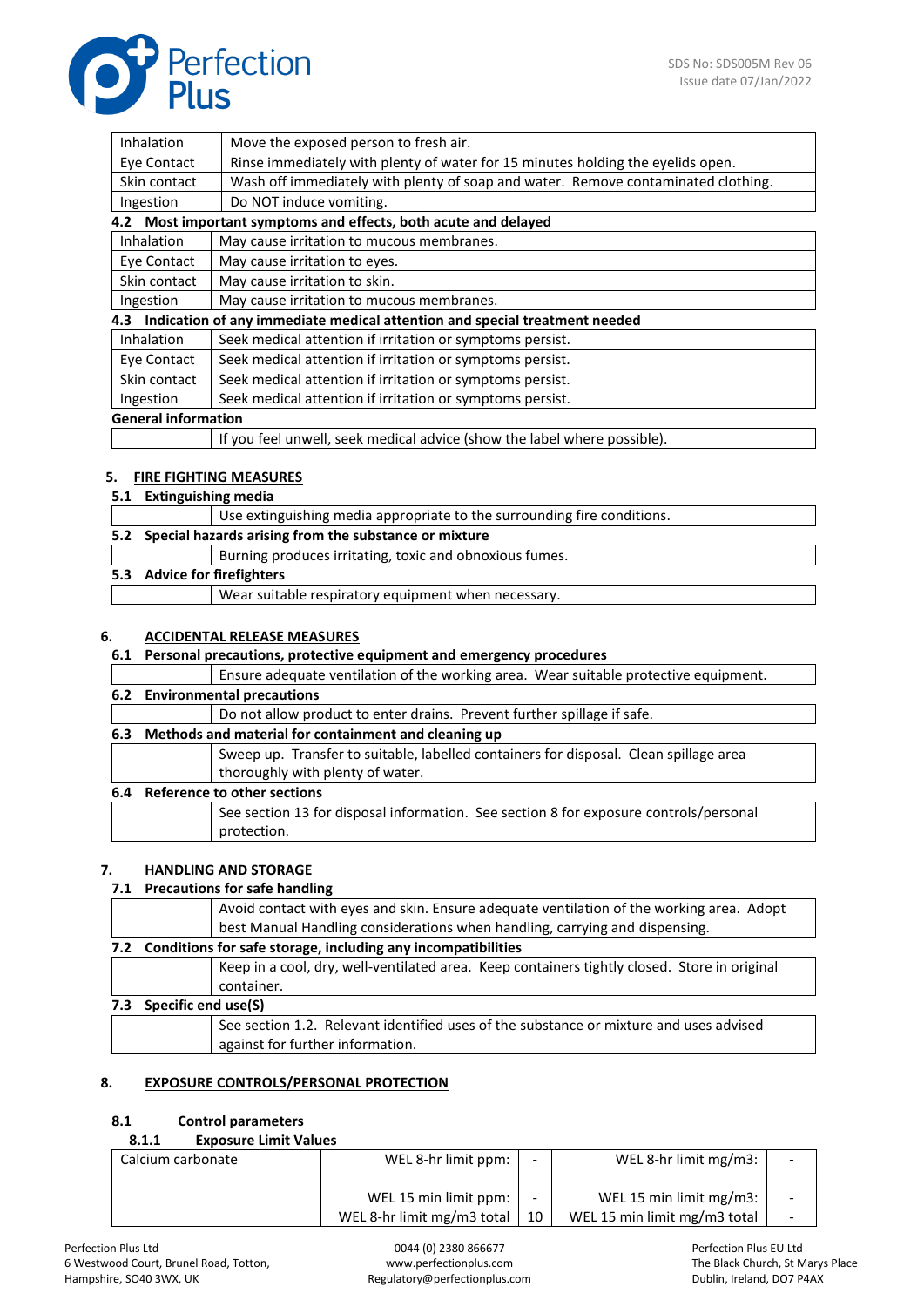| | |
|---|---|
| Inhalation | Move the exposed person to fresh air. |
| Eye Contact | Rinse immediately with plenty of water for 15 minutes holding the eyelids open. |
| Skin contact | Wash off immediately with plenty of soap and water. Remove contaminated clothing. |
| Ingestion | Do NOT induce vomiting. |

**4.2 Most important symptoms and effects, both acute and delayed**

| | |
|---|---|
| Inhalation | May cause irritation to mucous membranes. |
| Eye Contact | May cause irritation to eyes. |
| Skin contact | May cause irritation to skin. |
| Ingestion | May cause irritation to mucous membranes. |

**4.3 Indication of any immediate medical attention and special treatment needed**

| | |
|---|---|
| Inhalation | Seek medical attention if irritation or symptoms persist. |
| Eye Contact | Seek medical attention if irritation or symptoms persist. |
| Skin contact | Seek medical attention if irritation or symptoms persist. |
| Ingestion | Seek medical attention if irritation or symptoms persist. |

**General information**

| | |
|---|---|
| | If you feel unwell, seek medical advice (show the label where possible). |

## 5. FIRE FIGHTING MEASURES

**5.1 Extinguishing media**

| | |
|---|---|
| | Use extinguishing media appropriate to the surrounding fire conditions. |

**5.2 Special hazards arising from the substance or mixture**

| | |
|---|---|
| | Burning produces irritating, toxic and obnoxious fumes. |

**5.3 Advice for firefighters**

| | |
|---|---|
| | Wear suitable respiratory equipment when necessary. |

## 6. ACCIDENTAL RELEASE MEASURES

**6.1 Personal precautions, protective equipment and emergency procedures**

| | |
|---|---|
| | Ensure adequate ventilation of the working area. Wear suitable protective equipment. |

**6.2 Environmental precautions**

| | |
|---|---|
| | Do not allow product to enter drains. Prevent further spillage if safe. |

**6.3 Methods and material for containment and cleaning up**

| | |
|---|---|
| | Sweep up. Transfer to suitable, labelled containers for disposal. Clean spillage area thoroughly with plenty of water. |

**6.4 Reference to other sections**

| | |
|---|---|
| | See section 13 for disposal information. See section 8 for exposure controls/personal protection. |

## 7. HANDLING AND STORAGE

**7.1 Precautions for safe handling**

| | |
|---|---|
| | Avoid contact with eyes and skin. Ensure adequate ventilation of the working area. Adopt best Manual Handling considerations when handling, carrying and dispensing. |

**7.2 Conditions for safe storage, including any incompatibilities**

| | |
|---|---|
| | Keep in a cool, dry, well-ventilated area. Keep containers tightly closed. Store in original container. |

**7.3 Specific end use(S)**

| | |
|---|---|
| | See section 1.2. Relevant identified uses of the substance or mixture and uses advised against for further information. |

## 8. EXPOSURE CONTROLS/PERSONAL PROTECTION

### 8.1 Control parameters

#### 8.1.1 Exposure Limit Values

| | | | | |
|---|---|---|---|---|
| Calcium carbonate | WEL 8-hr limit ppm: | - | WEL 8-hr limit mg/m3: | - |
| | WEL 15 min limit ppm: | - | WEL 15 min limit mg/m3: | - |
| | WEL 8-hr limit mg/m3 total | 10 | WEL 15 min limit mg/m3 total | - |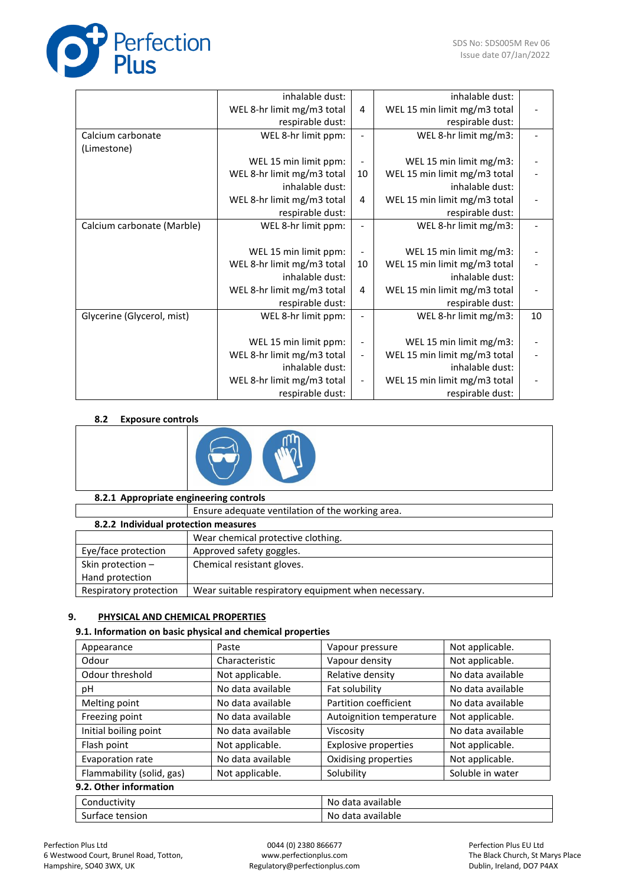| | | | | |
|---|---|---|---|---|
| | inhalable dust: | | inhalable dust: | |
| | WEL 8-hr limit mg/m3 total respirable dust: | 4 | WEL 15 min limit mg/m3 total respirable dust: | - |
| Calcium carbonate (Limestone) | WEL 8-hr limit ppm: | - | WEL 8-hr limit mg/m3: | - |
| | WEL 15 min limit ppm: | - | WEL 15 min limit mg/m3: | - |
| | WEL 8-hr limit mg/m3 total inhalable dust: | 10 | WEL 15 min limit mg/m3 total inhalable dust: | - |
| | WEL 8-hr limit mg/m3 total respirable dust: | 4 | WEL 15 min limit mg/m3 total respirable dust: | - |
| Calcium carbonate (Marble) | WEL 8-hr limit ppm: | - | WEL 8-hr limit mg/m3: | - |
| | WEL 15 min limit ppm: | - | WEL 15 min limit mg/m3: | - |
| | WEL 8-hr limit mg/m3 total inhalable dust: | 10 | WEL 15 min limit mg/m3 total inhalable dust: | - |
| | WEL 8-hr limit mg/m3 total respirable dust: | 4 | WEL 15 min limit mg/m3 total respirable dust: | - |
| Glycerine (Glycerol, mist) | WEL 8-hr limit ppm: | - | WEL 8-hr limit mg/m3: | 10 |
| | WEL 15 min limit ppm: | - | WEL 15 min limit mg/m3: | - |
| | WEL 8-hr limit mg/m3 total inhalable dust: | - | WEL 15 min limit mg/m3 total inhalable dust: | - |
| | WEL 8-hr limit mg/m3 total respirable dust: | - | WEL 15 min limit mg/m3 total respirable dust: | - |

### 8.2 Exposure controls

#### 8.2.1 Appropriate engineering controls

| | |
|---|---|
| | Ensure adequate ventilation of the working area. |

#### 8.2.2 Individual protection measures

| | |
|---|---|
| | Wear chemical protective clothing. |
| Eye/face protection | Approved safety goggles. |
| Skin protection – Hand protection | Chemical resistant gloves. |
| Respiratory protection | Wear suitable respiratory equipment when necessary. |

## 9. PHYSICAL AND CHEMICAL PROPERTIES

### 9.1. Information on basic physical and chemical properties

| | | | |
|---|---|---|---|
| Appearance | Paste | Vapour pressure | Not applicable. |
| Odour | Characteristic | Vapour density | Not applicable. |
| Odour threshold | Not applicable. | Relative density | No data available |
| pH | No data available | Fat solubility | No data available |
| Melting point | No data available | Partition coefficient | No data available |
| Freezing point | No data available | Autoignition temperature | Not applicable. |
| Initial boiling point | No data available | Viscosity | No data available |
| Flash point | Not applicable. | Explosive properties | Not applicable. |
| Evaporation rate | No data available | Oxidising properties | Not applicable. |
| Flammability (solid, gas) | Not applicable. | Solubility | Soluble in water |

### 9.2. Other information

| | |
|---|---|
| Conductivity | No data available |
| Surface tension | No data available |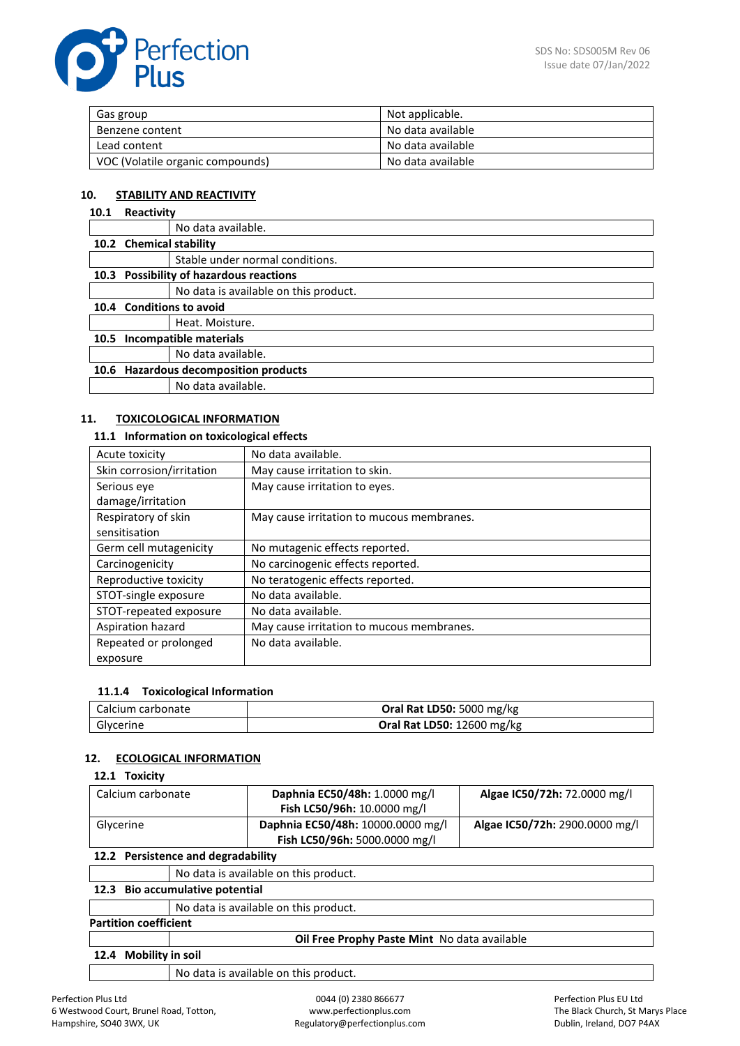| Gas group | Not applicable. |
|---|---|
| Benzene content | No data available |
| Lead content | No data available |
| VOC (Volatile organic compounds) | No data available |

## 10. STABILITY AND REACTIVITY

### 10.1 Reactivity

No data available.

### 10.2 Chemical stability

Stable under normal conditions.

### 10.3 Possibility of hazardous reactions

No data is available on this product.

### 10.4 Conditions to avoid

Heat. Moisture.

### 10.5 Incompatible materials

No data available.

### 10.6 Hazardous decomposition products

No data available.

## 11. TOXICOLOGICAL INFORMATION

### 11.1 Information on toxicological effects

| Acute toxicity | No data available. |
|---|---|
| Skin corrosion/irritation | May cause irritation to skin. |
| Serious eye damage/irritation | May cause irritation to eyes. |
| Respiratory of skin sensitisation | May cause irritation to mucous membranes. |
| Germ cell mutagenicity | No mutagenic effects reported. |
| Carcinogenicity | No carcinogenic effects reported. |
| Reproductive toxicity | No teratogenic effects reported. |
| STOT-single exposure | No data available. |
| STOT-repeated exposure | No data available. |
| Aspiration hazard | May cause irritation to mucous membranes. |
| Repeated or prolonged exposure | No data available. |

#### 11.1.4 Toxicological Information

| Calcium carbonate | **Oral Rat LD50:** 5000 mg/kg |
|---|---|
| Glycerine | **Oral Rat LD50:** 12600 mg/kg |

## 12. ECOLOGICAL INFORMATION

### 12.1 Toxicity

| Calcium carbonate | **Daphnia EC50/48h:** 1.0000 mg/l<br>**Fish LC50/96h:** 10.0000 mg/l | **Algae IC50/72h:** 72.0000 mg/l |
|---|---|---|
| Glycerine | **Daphnia EC50/48h:** 10000.0000 mg/l<br>**Fish LC50/96h:** 5000.0000 mg/l | **Algae IC50/72h:** 2900.0000 mg/l |

### 12.2 Persistence and degradability

No data is available on this product.

### 12.3 Bio accumulative potential

No data is available on this product.

**Partition coefficient**

**Oil Free Prophy Paste Mint** No data available

### 12.4 Mobility in soil

No data is available on this product.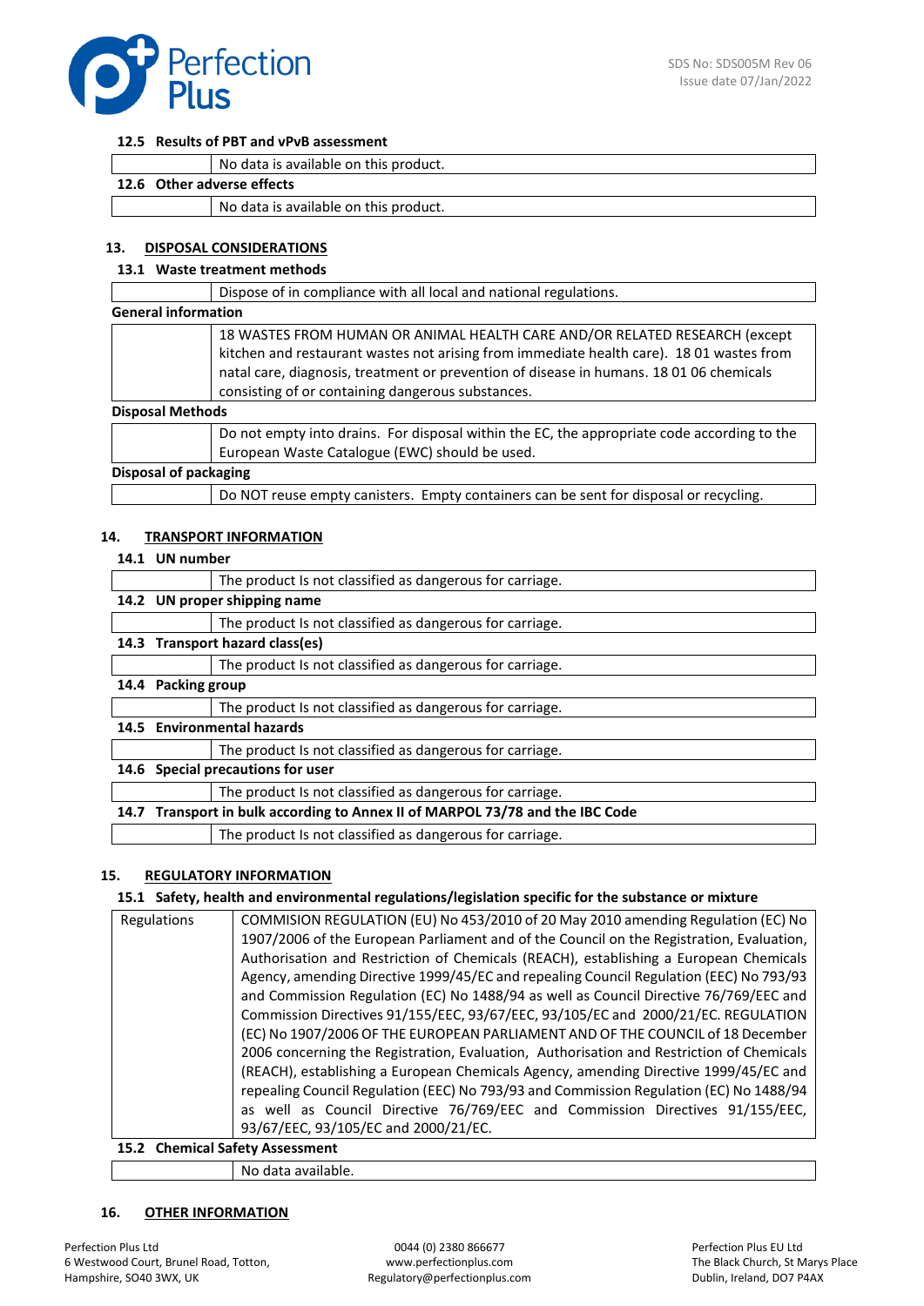### 12.5 Results of PBT and vPvB assessment

| | |
|---|---|
| | No data is available on this product. |

### 12.6 Other adverse effects

| | |
|---|---|
| | No data is available on this product. |

## 13. DISPOSAL CONSIDERATIONS

### 13.1 Waste treatment methods

| | |
|---|---|
| | Dispose of in compliance with all local and national regulations. |

**General information**

| | |
|---|---|
| | 18 WASTES FROM HUMAN OR ANIMAL HEALTH CARE AND/OR RELATED RESEARCH (except kitchen and restaurant wastes not arising from immediate health care). 18 01 wastes from natal care, diagnosis, treatment or prevention of disease in humans. 18 01 06 chemicals consisting of or containing dangerous substances. |

**Disposal Methods**

| | |
|---|---|
| | Do not empty into drains. For disposal within the EC, the appropriate code according to the European Waste Catalogue (EWC) should be used. |

**Disposal of packaging**

| | |
|---|---|
| | Do NOT reuse empty canisters. Empty containers can be sent for disposal or recycling. |

## 14. TRANSPORT INFORMATION

### 14.1 UN number

| | |
|---|---|
| | The product Is not classified as dangerous for carriage. |

### 14.2 UN proper shipping name

| | |
|---|---|
| | The product Is not classified as dangerous for carriage. |

### 14.3 Transport hazard class(es)

| | |
|---|---|
| | The product Is not classified as dangerous for carriage. |

### 14.4 Packing group

| | |
|---|---|
| | The product Is not classified as dangerous for carriage. |

### 14.5 Environmental hazards

| | |
|---|---|
| | The product Is not classified as dangerous for carriage. |

### 14.6 Special precautions for user

| | |
|---|---|
| | The product Is not classified as dangerous for carriage. |

### 14.7 Transport in bulk according to Annex II of MARPOL 73/78 and the IBC Code

| | |
|---|---|
| | The product Is not classified as dangerous for carriage. |

## 15. REGULATORY INFORMATION

### 15.1 Safety, health and environmental regulations/legislation specific for the substance or mixture

| | |
|---|---|
| Regulations | COMMISION REGULATION (EU) No 453/2010 of 20 May 2010 amending Regulation (EC) No 1907/2006 of the European Parliament and of the Council on the Registration, Evaluation, Authorisation and Restriction of Chemicals (REACH), establishing a European Chemicals Agency, amending Directive 1999/45/EC and repealing Council Regulation (EEC) No 793/93 and Commission Regulation (EC) No 1488/94 as well as Council Directive 76/769/EEC and Commission Directives 91/155/EEC, 93/67/EEC, 93/105/EC and 2000/21/EC. REGULATION (EC) No 1907/2006 OF THE EUROPEAN PARLIAMENT AND OF THE COUNCIL of 18 December 2006 concerning the Registration, Evaluation, Authorisation and Restriction of Chemicals (REACH), establishing a European Chemicals Agency, amending Directive 1999/45/EC and repealing Council Regulation (EEC) No 793/93 and Commission Regulation (EC) No 1488/94 as well as Council Directive 76/769/EEC and Commission Directives 91/155/EEC, 93/67/EEC, 93/105/EC and 2000/21/EC. |

### 15.2 Chemical Safety Assessment

| | |
|---|---|
| | No data available. |

## 16. OTHER INFORMATION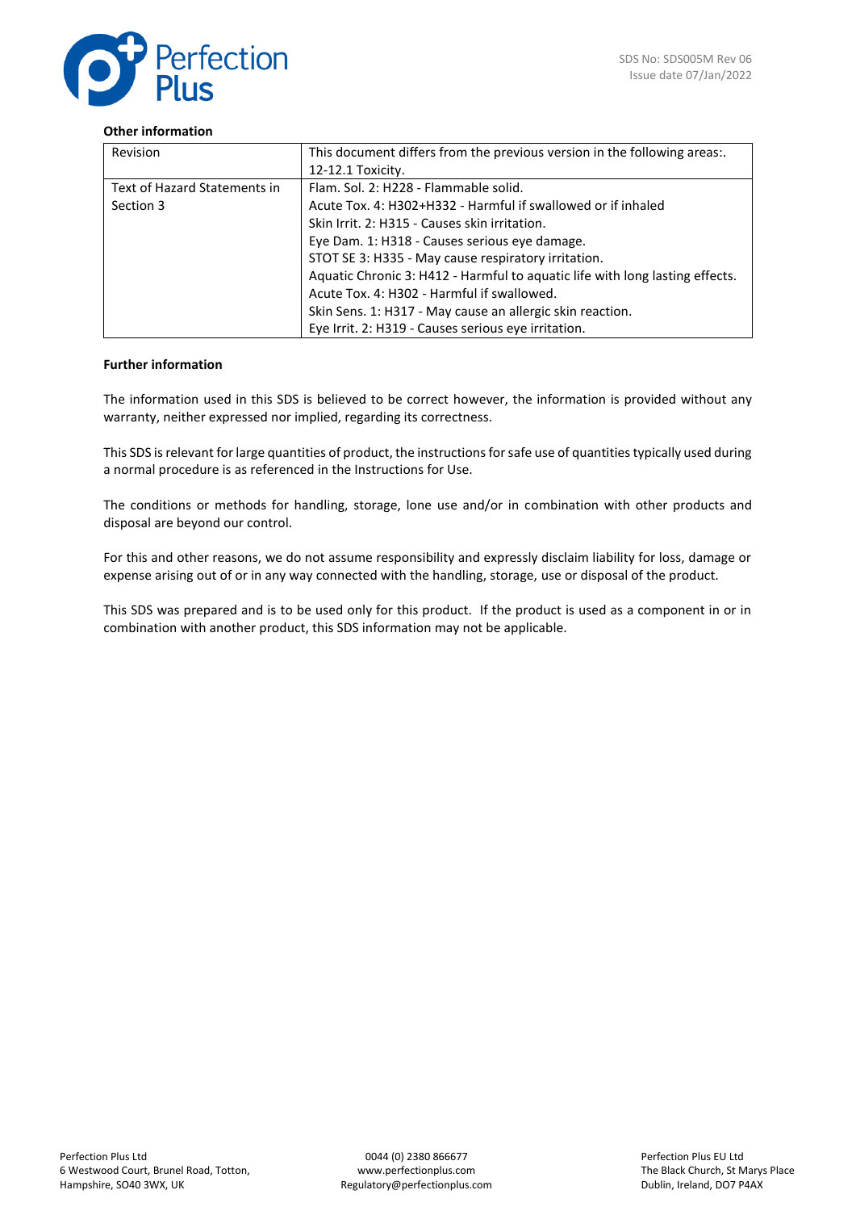**Other information**

| | |
|---|---|
| Revision | This document differs from the previous version in the following areas:. 12-12.1 Toxicity. |
| Text of Hazard Statements in Section 3 | Flam. Sol. 2: H228 - Flammable solid.<br>Acute Tox. 4: H302+H332 - Harmful if swallowed or if inhaled<br>Skin Irrit. 2: H315 - Causes skin irritation.<br>Eye Dam. 1: H318 - Causes serious eye damage.<br>STOT SE 3: H335 - May cause respiratory irritation.<br>Aquatic Chronic 3: H412 - Harmful to aquatic life with long lasting effects.<br>Acute Tox. 4: H302 - Harmful if swallowed.<br>Skin Sens. 1: H317 - May cause an allergic skin reaction.<br>Eye Irrit. 2: H319 - Causes serious eye irritation. |

**Further information**

The information used in this SDS is believed to be correct however, the information is provided without any warranty, neither expressed nor implied, regarding its correctness.

This SDS is relevant for large quantities of product, the instructions for safe use of quantities typically used during a normal procedure is as referenced in the Instructions for Use.

The conditions or methods for handling, storage, lone use and/or in combination with other products and disposal are beyond our control.

For this and other reasons, we do not assume responsibility and expressly disclaim liability for loss, damage or expense arising out of or in any way connected with the handling, storage, use or disposal of the product.

This SDS was prepared and is to be used only for this product. If the product is used as a component in or in combination with another product, this SDS information may not be applicable.